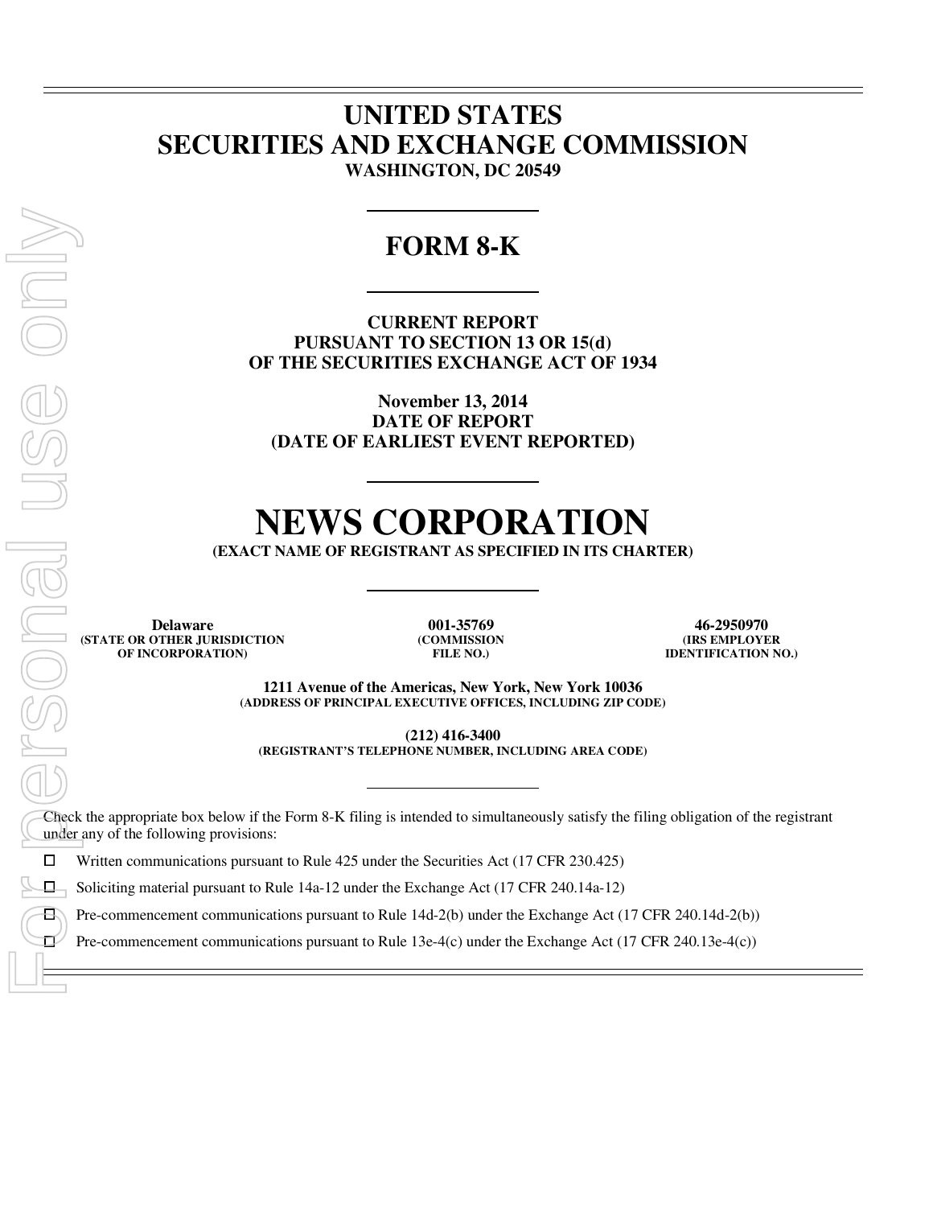# UNITED STATES
# SECURITIES AND EXCHANGE COMMISSION

**WASHINGTON, DC 20549**

## FORM 8-K

**CURRENT REPORT**
**PURSUANT TO SECTION 13 OR 15(d)**
**OF THE SECURITIES EXCHANGE ACT OF 1934**

**November 13, 2014**
**DATE OF REPORT**
**(DATE OF EARLIEST EVENT REPORTED)**

# NEWS CORPORATION

**(EXACT NAME OF REGISTRANT AS SPECIFIED IN ITS CHARTER)**

| Delaware | 001-35769 | 46-2950970 |
|---|---|---|
| (STATE OR OTHER JURISDICTION OF INCORPORATION) | (COMMISSION FILE NO.) | (IRS EMPLOYER IDENTIFICATION NO.) |

**1211 Avenue of the Americas, New York, New York 10036**
**(ADDRESS OF PRINCIPAL EXECUTIVE OFFICES, INCLUDING ZIP CODE)**

**(212) 416-3400**
**(REGISTRANT'S TELEPHONE NUMBER, INCLUDING AREA CODE)**

Check the appropriate box below if the Form 8-K filing is intended to simultaneously satisfy the filing obligation of the registrant under any of the following provisions:

☐ Written communications pursuant to Rule 425 under the Securities Act (17 CFR 230.425)

☐ Soliciting material pursuant to Rule 14a-12 under the Exchange Act (17 CFR 240.14a-12)

☐ Pre-commencement communications pursuant to Rule 14d-2(b) under the Exchange Act (17 CFR 240.14d-2(b))

☐ Pre-commencement communications pursuant to Rule 13e-4(c) under the Exchange Act (17 CFR 240.13e-4(c))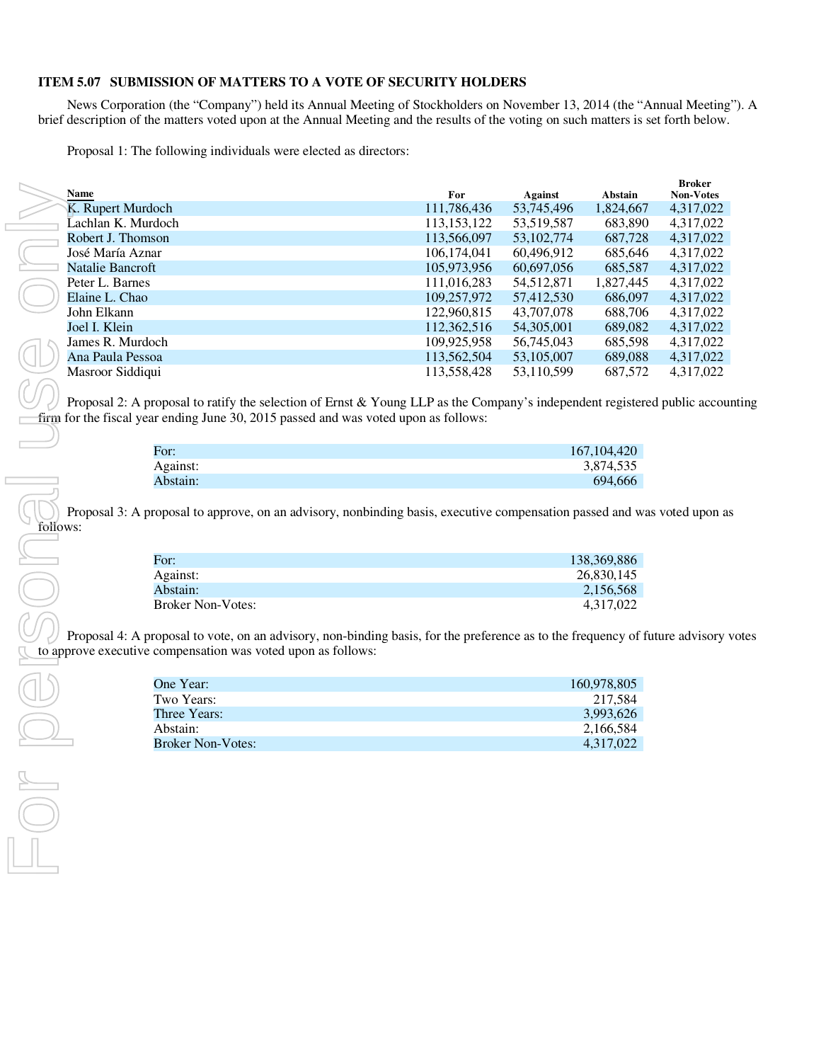### ITEM 5.07 SUBMISSION OF MATTERS TO A VOTE OF SECURITY HOLDERS

News Corporation (the "Company") held its Annual Meeting of Stockholders on November 13, 2014 (the "Annual Meeting"). A brief description of the matters voted upon at the Annual Meeting and the results of the voting on such matters is set forth below.

Proposal 1: The following individuals were elected as directors:

| Name | For | Against | Abstain | Broker Non-Votes |
|---|---|---|---|---|
| K. Rupert Murdoch | 111,786,436 | 53,745,496 | 1,824,667 | 4,317,022 |
| Lachlan K. Murdoch | 113,153,122 | 53,519,587 | 683,890 | 4,317,022 |
| Robert J. Thomson | 113,566,097 | 53,102,774 | 687,728 | 4,317,022 |
| José María Aznar | 106,174,041 | 60,496,912 | 685,646 | 4,317,022 |
| Natalie Bancroft | 105,973,956 | 60,697,056 | 685,587 | 4,317,022 |
| Peter L. Barnes | 111,016,283 | 54,512,871 | 1,827,445 | 4,317,022 |
| Elaine L. Chao | 109,257,972 | 57,412,530 | 686,097 | 4,317,022 |
| John Elkann | 122,960,815 | 43,707,078 | 688,706 | 4,317,022 |
| Joel I. Klein | 112,362,516 | 54,305,001 | 689,082 | 4,317,022 |
| James R. Murdoch | 109,925,958 | 56,745,043 | 685,598 | 4,317,022 |
| Ana Paula Pessoa | 113,562,504 | 53,105,007 | 689,088 | 4,317,022 |
| Masroor Siddiqui | 113,558,428 | 53,110,599 | 687,572 | 4,317,022 |

Proposal 2: A proposal to ratify the selection of Ernst & Young LLP as the Company's independent registered public accounting firm for the fiscal year ending June 30, 2015 passed and was voted upon as follows:

| | |
|---|---|
| For: | 167,104,420 |
| Against: | 3,874,535 |
| Abstain: | 694,666 |

Proposal 3: A proposal to approve, on an advisory, nonbinding basis, executive compensation passed and was voted upon as follows:

| | |
|---|---|
| For: | 138,369,886 |
| Against: | 26,830,145 |
| Abstain: | 2,156,568 |
| Broker Non-Votes: | 4,317,022 |

Proposal 4: A proposal to vote, on an advisory, non-binding basis, for the preference as to the frequency of future advisory votes to approve executive compensation was voted upon as follows:

| | |
|---|---|
| One Year: | 160,978,805 |
| Two Years: | 217,584 |
| Three Years: | 3,993,626 |
| Abstain: | 2,166,584 |
| Broker Non-Votes: | 4,317,022 |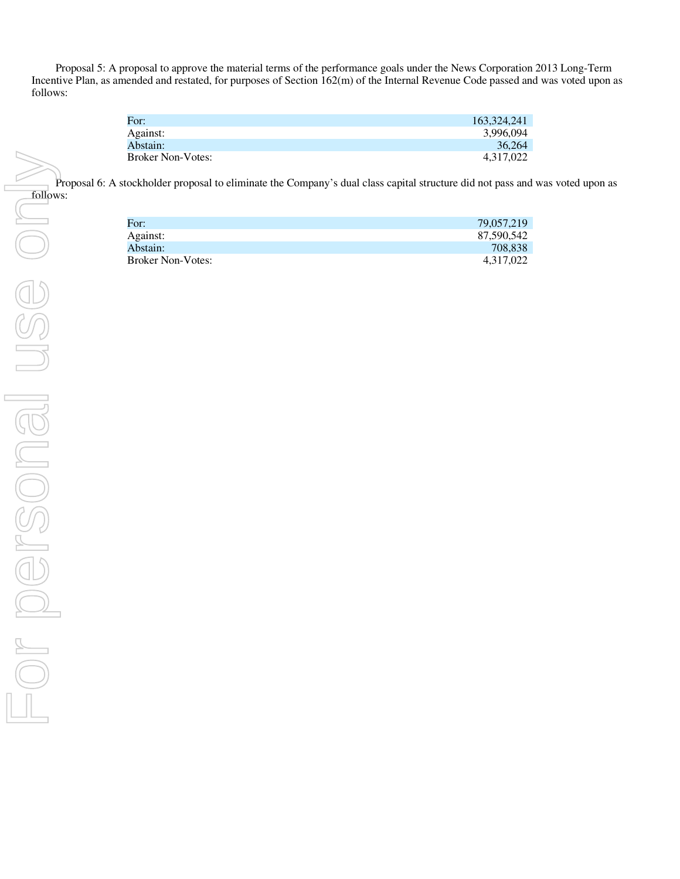Proposal 5: A proposal to approve the material terms of the performance goals under the News Corporation 2013 Long-Term Incentive Plan, as amended and restated, for purposes of Section 162(m) of the Internal Revenue Code passed and was voted upon as follows:

| | |
|---|---|
| For: | 163,324,241 |
| Against: | 3,996,094 |
| Abstain: | 36,264 |
| Broker Non-Votes: | 4,317,022 |

Proposal 6: A stockholder proposal to eliminate the Company's dual class capital structure did not pass and was voted upon as follows:

| | |
|---|---|
| For: | 79,057,219 |
| Against: | 87,590,542 |
| Abstain: | 708,838 |
| Broker Non-Votes: | 4,317,022 |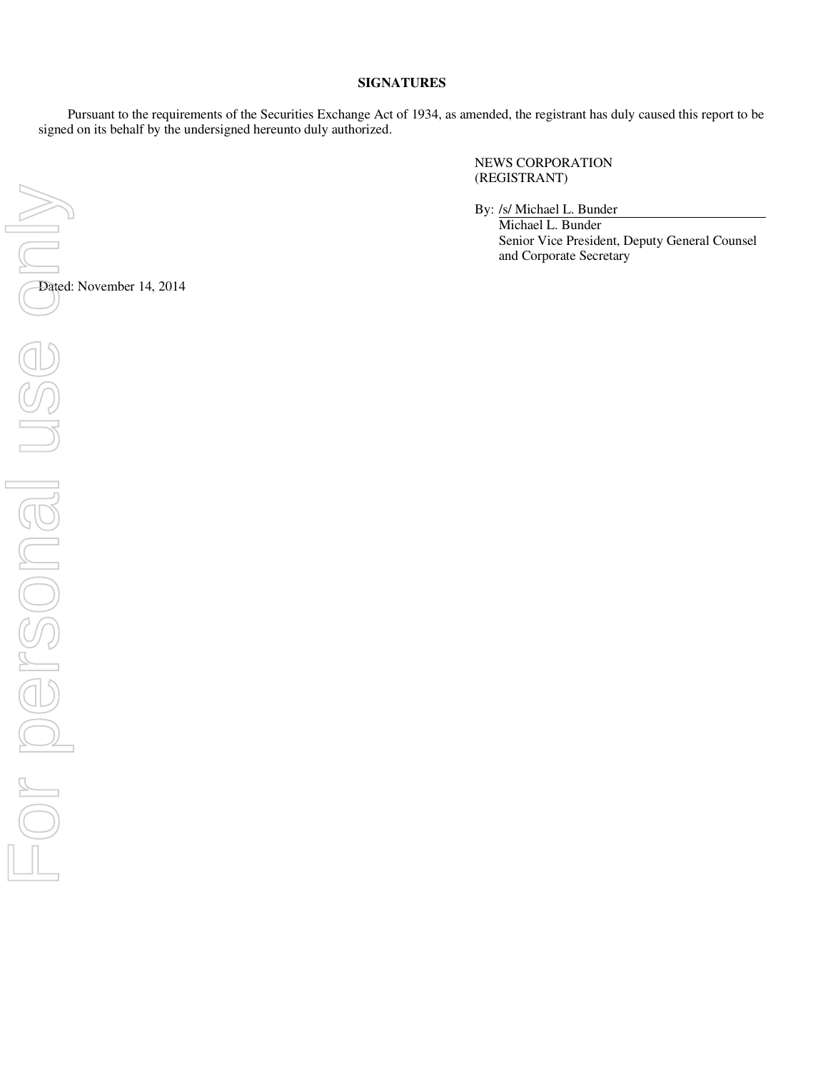**SIGNATURES**

Pursuant to the requirements of the Securities Exchange Act of 1934, as amended, the registrant has duly caused this report to be signed on its behalf by the undersigned hereunto duly authorized.

NEWS CORPORATION
(REGISTRANT)

By: /s/ Michael L. Bunder
Michael L. Bunder
Senior Vice President, Deputy General Counsel and Corporate Secretary

Dated: November 14, 2014